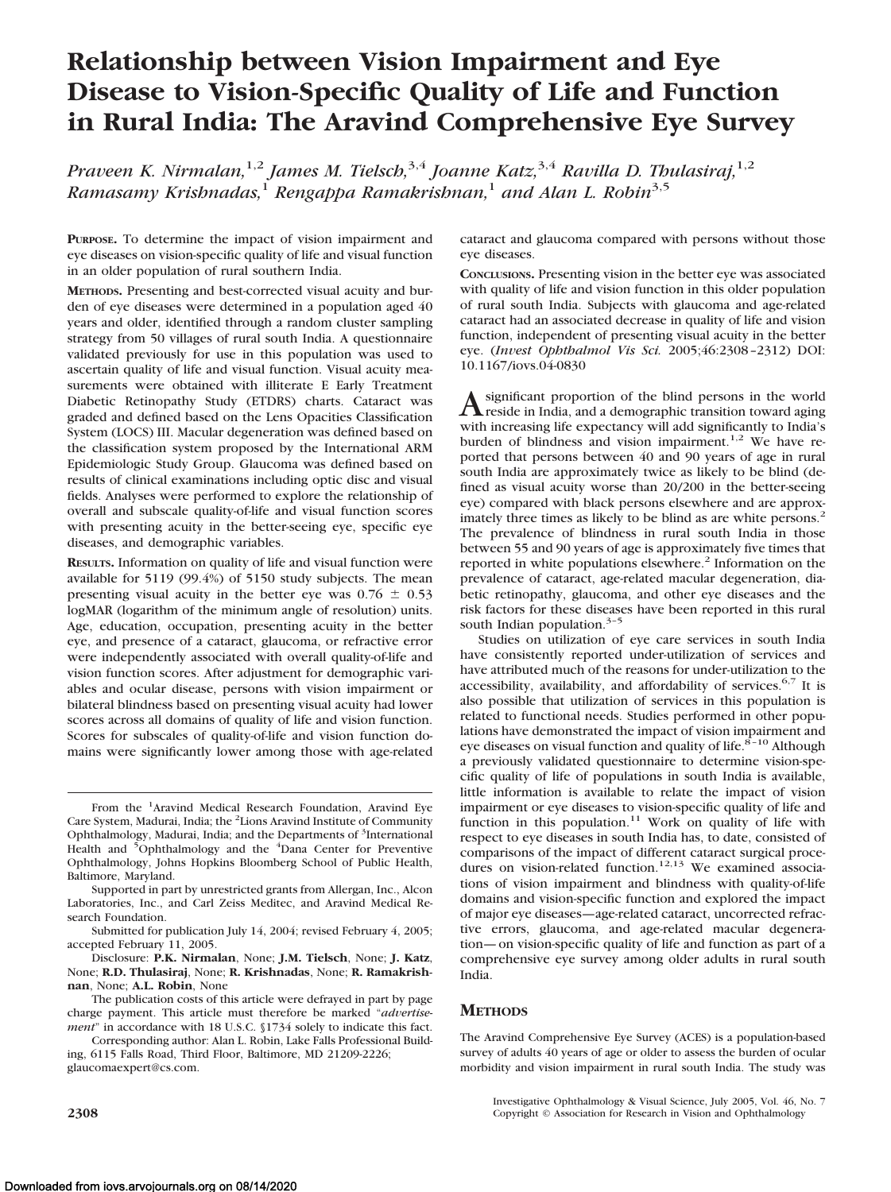# Relationship between Vision Impairment and Eye Disease to Vision-Specific Quality of Life and Function in Rural India: The Aravind Comprehensive Eye Survey

*Praveen K. Nirmalan,[1,2] James M. Tielsch,[3,4] Joanne Katz,[3,4] Ravilla D. Thulasiraj,[1,2] Ramasamy Krishnadas,[1] Rengappa Ramakrishnan,[1] and Alan L. Robin[3,5]*

**PURPOSE.** To determine the impact of vision impairment and eye diseases on vision-specific quality of life and visual function in an older population of rural southern India.

**METHODS.** Presenting and best-corrected visual acuity and burden of eye diseases were determined in a population aged 40 years and older, identified through a random cluster sampling strategy from 50 villages of rural south India. A questionnaire validated previously for use in this population was used to ascertain quality of life and visual function. Visual acuity measurements were obtained with illiterate E Early Treatment Diabetic Retinopathy Study (ETDRS) charts. Cataract was graded and defined based on the Lens Opacities Classification System (LOCS) III. Macular degeneration was defined based on the classification system proposed by the International ARM Epidemiologic Study Group. Glaucoma was defined based on results of clinical examinations including optic disc and visual fields. Analyses were performed to explore the relationship of overall and subscale quality-of-life and visual function scores with presenting acuity in the better-seeing eye, specific eye diseases, and demographic variables.

**RESULTS.** Information on quality of life and visual function were available for 5119 (99.4%) of 5150 study subjects. The mean presenting visual acuity in the better eye was 0.76 ± 0.53 logMAR (logarithm of the minimum angle of resolution) units. Age, education, occupation, presenting acuity in the better eye, and presence of a cataract, glaucoma, or refractive error were independently associated with overall quality-of-life and vision function scores. After adjustment for demographic variables and ocular disease, persons with vision impairment or bilateral blindness based on presenting visual acuity had lower scores across all domains of quality of life and vision function. Scores for subscales of quality-of-life and vision function domains were significantly lower among those with age-related cataract and glaucoma compared with persons without those eye diseases.

**CONCLUSIONS.** Presenting vision in the better eye was associated with quality of life and vision function in this older population of rural south India. Subjects with glaucoma and age-related cataract had an associated decrease in quality of life and vision function, independent of presenting visual acuity in the better eye. (*Invest Ophthalmol Vis Sci.* 2005;46:2308–2312) DOI: 10.1167/iovs.04-0830

A significant proportion of the blind persons in the world reside in India, and a demographic transition toward aging with increasing life expectancy will add significantly to India's burden of blindness and vision impairment.[1,2] We have reported that persons between 40 and 90 years of age in rural south India are approximately twice as likely to be blind (defined as visual acuity worse than 20/200 in the better-seeing eye) compared with black persons elsewhere and are approximately three times as likely to be blind as are white persons.[2] The prevalence of blindness in rural south India in those between 55 and 90 years of age is approximately five times that reported in white populations elsewhere.[2] Information on the prevalence of cataract, age-related macular degeneration, diabetic retinopathy, glaucoma, and other eye diseases and the risk factors for these diseases have been reported in this rural south Indian population.[3–5]

Studies on utilization of eye care services in south India have consistently reported under-utilization of services and have attributed much of the reasons for under-utilization to the accessibility, availability, and affordability of services.[6,7] It is also possible that utilization of services in this population is related to functional needs. Studies performed in other populations have demonstrated the impact of vision impairment and eye diseases on visual function and quality of life.[8–10] Although a previously validated questionnaire to determine vision-specific quality of life of populations in south India is available, little information is available to relate the impact of vision impairment or eye diseases to vision-specific quality of life and function in this population.[11] Work on quality of life with respect to eye diseases in south India has, to date, consisted of comparisons of the impact of different cataract surgical procedures on vision-related function.[12,13] We examined associations of vision impairment and blindness with quality-of-life domains and vision-specific function and explored the impact of major eye diseases—age-related cataract, uncorrected refractive errors, glaucoma, and age-related macular degeneration—on vision-specific quality of life and function as part of a comprehensive eye survey among older adults in rural south India.

## METHODS

The Aravind Comprehensive Eye Survey (ACES) is a population-based survey of adults 40 years of age or older to assess the burden of ocular morbidity and vision impairment in rural south India. The study was

---

From the [1]Aravind Medical Research Foundation, Aravind Eye Care System, Madurai, India; the [2]Lions Aravind Institute of Community Ophthalmology, Madurai, India; and the Departments of [3]International Health and [5]Ophthalmology and the [4]Dana Center for Preventive Ophthalmology, Johns Hopkins Bloomberg School of Public Health, Baltimore, Maryland.

Supported in part by unrestricted grants from Allergan, Inc., Alcon Laboratories, Inc., and Carl Zeiss Meditec, and Aravind Medical Research Foundation.

Submitted for publication July 14, 2004; revised February 4, 2005; accepted February 11, 2005.

Disclosure: **P.K. Nirmalan**, None; **J.M. Tielsch**, None; **J. Katz**, None; **R.D. Thulasiraj**, None; **R. Krishnadas**, None; **R. Ramakrishnan**, None; **A.L. Robin**, None

The publication costs of this article were defrayed in part by page charge payment. This article must therefore be marked "*advertisement*" in accordance with 18 U.S.C. §1734 solely to indicate this fact.

Corresponding author: Alan L. Robin, Lake Falls Professional Building, 6115 Falls Road, Third Floor, Baltimore, MD 21209-2226; glaucomaexpert@cs.com.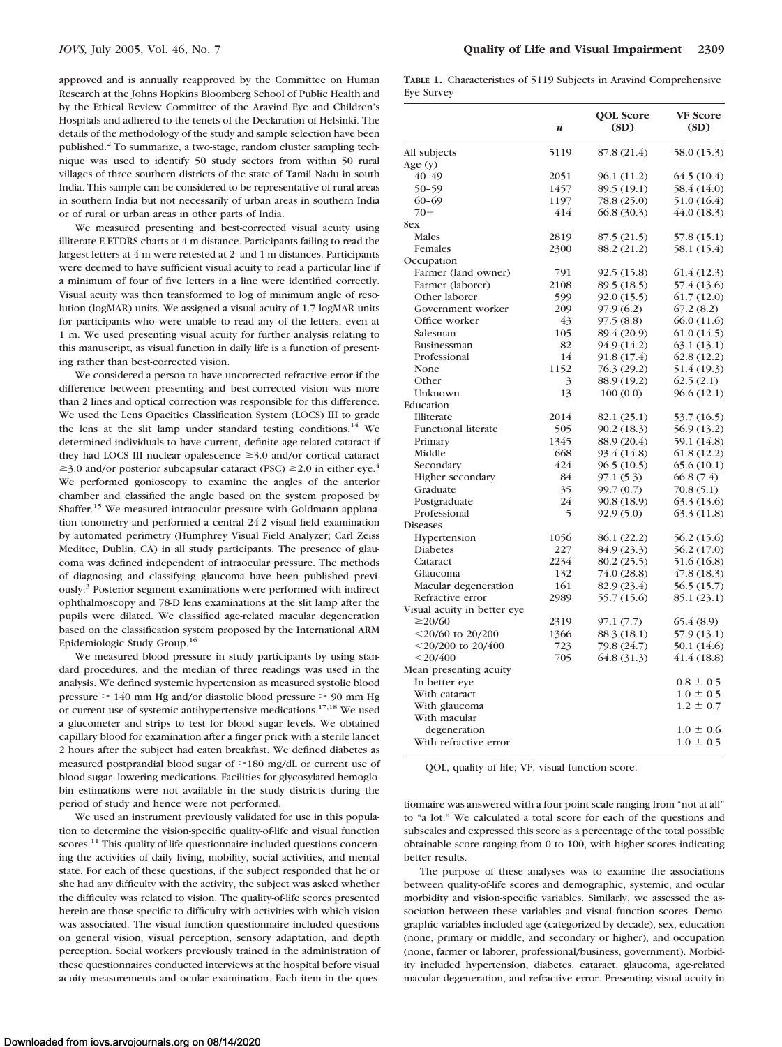approved and is annually reapproved by the Committee on Human Research at the Johns Hopkins Bloomberg School of Public Health and by the Ethical Review Committee of the Aravind Eye and Children's Hospitals and adhered to the tenets of the Declaration of Helsinki. The details of the methodology of the study and sample selection have been published.[2] To summarize, a two-stage, random cluster sampling technique was used to identify 50 study sectors from within 50 rural villages of three southern districts of the state of Tamil Nadu in south India. This sample can be considered to be representative of rural areas in southern India but not necessarily of urban areas in southern India or of rural or urban areas in other parts of India.

We measured presenting and best-corrected visual acuity using illiterate E ETDRS charts at 4-m distance. Participants failing to read the largest letters at 4 m were retested at 2- and 1-m distances. Participants were deemed to have sufficient visual acuity to read a particular line if a minimum of four of five letters in a line were identified correctly. Visual acuity was then transformed to log of minimum angle of resolution (logMAR) units. We assigned a visual acuity of 1.7 logMAR units for participants who were unable to read any of the letters, even at 1 m. We used presenting visual acuity for further analysis relating to this manuscript, as visual function in daily life is a function of presenting rather than best-corrected vision.

We considered a person to have uncorrected refractive error if the difference between presenting and best-corrected vision was more than 2 lines and optical correction was responsible for this difference. We used the Lens Opacities Classification System (LOCS) III to grade the lens at the slit lamp under standard testing conditions.[14] We determined individuals to have current, definite age-related cataract if they had LOCS III nuclear opalescence ≥3.0 and/or cortical cataract ≥3.0 and/or posterior subcapsular cataract (PSC) ≥2.0 in either eye.[4] We performed gonioscopy to examine the angles of the anterior chamber and classified the angle based on the system proposed by Shaffer.[15] We measured intraocular pressure with Goldmann applanation tonometry and performed a central 24-2 visual field examination by automated perimetry (Humphrey Visual Field Analyzer; Carl Zeiss Meditec, Dublin, CA) in all study participants. The presence of glaucoma was defined independent of intraocular pressure. The methods of diagnosing and classifying glaucoma have been published previously.[3] Posterior segment examinations were performed with indirect ophthalmoscopy and 78-D lens examinations at the slit lamp after the pupils were dilated. We classified age-related macular degeneration based on the classification system proposed by the International ARM Epidemiologic Study Group.[16]

We measured blood pressure in study participants by using standard procedures, and the median of three readings was used in the analysis. We defined systemic hypertension as measured systolic blood pressure ≥ 140 mm Hg and/or diastolic blood pressure ≥ 90 mm Hg or current use of systemic antihypertensive medications.[17,18] We used a glucometer and strips to test for blood sugar levels. We obtained capillary blood for examination after a finger prick with a sterile lancet 2 hours after the subject had eaten breakfast. We defined diabetes as measured postprandial blood sugar of ≥180 mg/dL or current use of blood sugar–lowering medications. Facilities for glycosylated hemoglobin estimations were not available in the study districts during the period of study and hence were not performed.

We used an instrument previously validated for use in this population to determine the vision-specific quality-of-life and visual function scores.[11] This quality-of-life questionnaire included questions concerning the activities of daily living, mobility, social activities, and mental state. For each of these questions, if the subject responded that he or she had any difficulty with the activity, the subject was asked whether the difficulty was related to vision. The quality-of-life scores presented herein are those specific to difficulty with activities with which vision was associated. The visual function questionnaire included questions on general vision, visual perception, sensory adaptation, and depth perception. Social workers previously trained in the administration of these questionnaires conducted interviews at the hospital before visual acuity measurements and ocular examination. Each item in the questionnaire was answered with a four-point scale ranging from "not at all" to "a lot." We calculated a total score for each of the questions and subscales and expressed this score as a percentage of the total possible obtainable score ranging from 0 to 100, with higher scores indicating better results.

The purpose of these analyses was to examine the associations between quality-of-life scores and demographic, systemic, and ocular morbidity and vision-specific variables. Similarly, we assessed the association between these variables and visual function scores. Demographic variables included age (categorized by decade), sex, education (none, primary or middle, and secondary or higher), and occupation (none, farmer or laborer, professional/business, government). Morbidity included hypertension, diabetes, cataract, glaucoma, age-related macular degeneration, and refractive error. Presenting visual acuity in

**TABLE 1.** Characteristics of 5119 Subjects in Aravind Comprehensive Eye Survey

| | *n* | QOL Score (SD) | VF Score (SD) |
|---|---|---|---|
| All subjects | 5119 | 87.8 (21.4) | 58.0 (15.3) |
| Age (y) | | | |
| 40–49 | 2051 | 96.1 (11.2) | 64.5 (10.4) |
| 50–59 | 1457 | 89.5 (19.1) | 58.4 (14.0) |
| 60–69 | 1197 | 78.8 (25.0) | 51.0 (16.4) |
| 70+ | 414 | 66.8 (30.3) | 44.0 (18.3) |
| Sex | | | |
| Males | 2819 | 87.5 (21.5) | 57.8 (15.1) |
| Females | 2300 | 88.2 (21.2) | 58.1 (15.4) |
| Occupation | | | |
| Farmer (land owner) | 791 | 92.5 (15.8) | 61.4 (12.3) |
| Farmer (laborer) | 2108 | 89.5 (18.5) | 57.4 (13.6) |
| Other laborer | 599 | 92.0 (15.5) | 61.7 (12.0) |
| Government worker | 209 | 97.9 (6.2) | 67.2 (8.2) |
| Office worker | 43 | 97.5 (8.8) | 66.0 (11.6) |
| Salesman | 105 | 89.4 (20.9) | 61.0 (14.5) |
| Businessman | 82 | 94.9 (14.2) | 63.1 (13.1) |
| Professional | 14 | 91.8 (17.4) | 62.8 (12.2) |
| None | 1152 | 76.3 (29.2) | 51.4 (19.3) |
| Other | 3 | 88.9 (19.2) | 62.5 (2.1) |
| Unknown | 13 | 100 (0.0) | 96.6 (12.1) |
| Education | | | |
| Illiterate | 2014 | 82.1 (25.1) | 53.7 (16.5) |
| Functional literate | 505 | 90.2 (18.3) | 56.9 (13.2) |
| Primary | 1345 | 88.9 (20.4) | 59.1 (14.8) |
| Middle | 668 | 93.4 (14.8) | 61.8 (12.2) |
| Secondary | 424 | 96.5 (10.5) | 65.6 (10.1) |
| Higher secondary | 84 | 97.1 (5.3) | 66.8 (7.4) |
| Graduate | 35 | 99.7 (0.7) | 70.8 (5.1) |
| Postgraduate | 24 | 90.8 (18.9) | 63.3 (13.6) |
| Professional | 5 | 92.9 (5.0) | 63.3 (11.8) |
| Diseases | | | |
| Hypertension | 1056 | 86.1 (22.2) | 56.2 (15.6) |
| Diabetes | 227 | 84.9 (23.3) | 56.2 (17.0) |
| Cataract | 2234 | 80.2 (25.5) | 51.6 (16.8) |
| Glaucoma | 132 | 74.0 (28.8) | 47.8 (18.3) |
| Macular degeneration | 161 | 82.9 (23.4) | 56.5 (15.7) |
| Refractive error | 2989 | 55.7 (15.6) | 85.1 (23.1) |
| Visual acuity in better eye | | | |
| ≥20/60 | 2319 | 97.1 (7.7) | 65.4 (8.9) |
| <20/60 to 20/200 | 1366 | 88.3 (18.1) | 57.9 (13.1) |
| <20/200 to 20/400 | 723 | 79.8 (24.7) | 50.1 (14.6) |
| <20/400 | 705 | 64.8 (31.3) | 41.4 (18.8) |
| Mean presenting acuity | | | |
| In better eye | | | 0.8 ± 0.5 |
| With cataract | | | 1.0 ± 0.5 |
| With glaucoma | | | 1.2 ± 0.7 |
| With macular degeneration | | | 1.0 ± 0.6 |
| With refractive error | | | 1.0 ± 0.5 |

QOL, quality of life; VF, visual function score.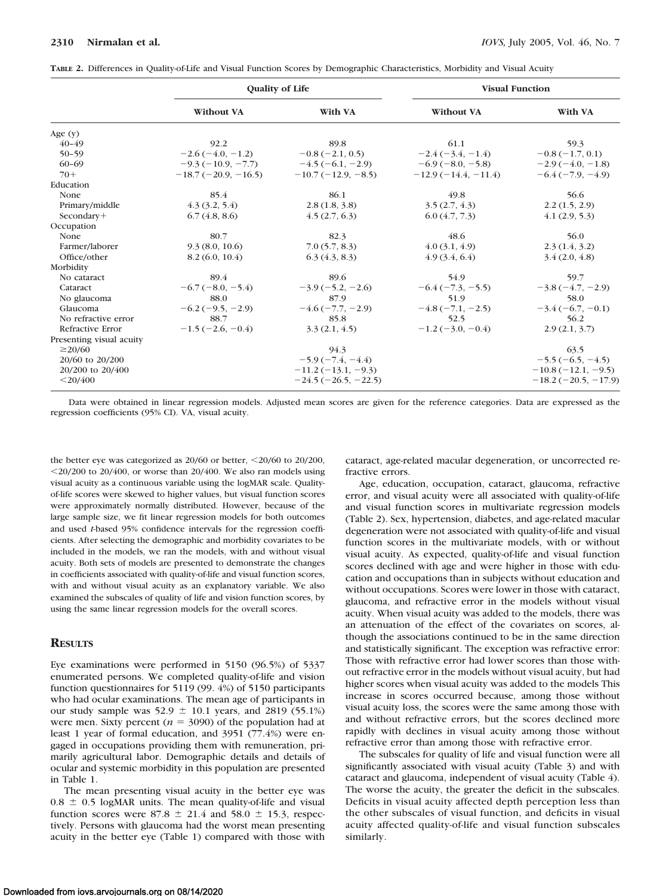**TABLE 2.** Differences in Quality-of-Life and Visual Function Scores by Demographic Characteristics, Morbidity and Visual Acuity

| | Quality of Life | | Visual Function | |
|---|---|---|---|---|
| | Without VA | With VA | Without VA | With VA |
| Age (y) | | | | |
| 40–49 | 92.2 | 89.8 | 61.1 | 59.3 |
| 50–59 | −2.6 (−4.0, −1.2) | −0.8 (−2.1, 0.5) | −2.4 (−3.4, −1.4) | −0.8 (−1.7, 0.1) |
| 60–69 | −9.3 (−10.9, −7.7) | −4.5 (−6.1, −2.9) | −6.9 (−8.0, −5.8) | −2.9 (−4.0, −1.8) |
| 70+ | −18.7 (−20.9, −16.5) | −10.7 (−12.9, −8.5) | −12.9 (−14.4, −11.4) | −6.4 (−7.9, −4.9) |
| Education | | | | |
| None | 85.4 | 86.1 | 49.8 | 56.6 |
| Primary/middle | 4.3 (3.2, 5.4) | 2.8 (1.8, 3.8) | 3.5 (2.7, 4.3) | 2.2 (1.5, 2.9) |
| Secondary+ | 6.7 (4.8, 8.6) | 4.5 (2.7, 6.3) | 6.0 (4.7, 7.3) | 4.1 (2.9, 5.3) |
| Occupation | | | | |
| None | 80.7 | 82.3 | 48.6 | 56.0 |
| Farmer/laborer | 9.3 (8.0, 10.6) | 7.0 (5.7, 8.3) | 4.0 (3.1, 4.9) | 2.3 (1.4, 3.2) |
| Office/other | 8.2 (6.0, 10.4) | 6.3 (4.3, 8.3) | 4.9 (3.4, 6.4) | 3.4 (2.0, 4.8) |
| Morbidity | | | | |
| No cataract | 89.4 | 89.6 | 54.9 | 59.7 |
| Cataract | −6.7 (−8.0, −5.4) | −3.9 (−5.2, −2.6) | −6.4 (−7.3, −5.5) | −3.8 (−4.7, −2.9) |
| No glaucoma | 88.0 | 87.9 | 51.9 | 58.0 |
| Glaucoma | −6.2 (−9.5, −2.9) | −4.6 (−7.7, −2.9) | −4.8 (−7.1, −2.5) | −3.4 (−6.7, −0.1) |
| No refractive error | 88.7 | 85.8 | 52.5 | 56.2 |
| Refractive Error | −1.5 (−2.6, −0.4) | 3.3 (2.1, 4.5) | −1.2 (−3.0, −0.4) | 2.9 (2.1, 3.7) |
| Presenting visual acuity | | | | |
| ≥20/60 | | 94.3 | | 63.5 |
| 20/60 to 20/200 | | −5.9 (−7.4, −4.4) | | −5.5 (−6.5, −4.5) |
| 20/200 to 20/400 | | −11.2 (−13.1, −9.3) | | −10.8 (−12.1, −9.5) |
| <20/400 | | −24.5 (−26.5, −22.5) | | −18.2 (−20.5, −17.9) |

Data were obtained in linear regression models. Adjusted mean scores are given for the reference categories. Data are expressed as the regression coefficients (95% CI). VA, visual acuity.

the better eye was categorized as 20/60 or better, <20/60 to 20/200, <20/200 to 20/400, or worse than 20/400. We also ran models using visual acuity as a continuous variable using the logMAR scale. Quality-of-life scores were skewed to higher values, but visual function scores were approximately normally distributed. However, because of the large sample size, we fit linear regression models for both outcomes and used *t*-based 95% confidence intervals for the regression coefficients. After selecting the demographic and morbidity covariates to be included in the models, we ran the models, with and without visual acuity. Both sets of models are presented to demonstrate the changes in coefficients associated with quality-of-life and visual function scores, with and without visual acuity as an explanatory variable. We also examined the subscales of quality of life and vision function scores, by using the same linear regression models for the overall scores.

## RESULTS

Eye examinations were performed in 5150 (96.5%) of 5337 enumerated persons. We completed quality-of-life and vision function questionnaires for 5119 (99.4%) of 5150 participants who had ocular examinations. The mean age of participants in our study sample was 52.9 ± 10.1 years, and 2819 (55.1%) were men. Sixty percent ($n = 3090$) of the population had at least 1 year of formal education, and 3951 (77.4%) were engaged in occupations providing them with remuneration, primarily agricultural labor. Demographic details and details of ocular and systemic morbidity in this population are presented in Table 1.

The mean presenting visual acuity in the better eye was 0.8 ± 0.5 logMAR units. The mean quality-of-life and visual function scores were 87.8 ± 21.4 and 58.0 ± 15.3, respectively. Persons with glaucoma had the worst mean presenting acuity in the better eye (Table 1) compared with those with cataract, age-related macular degeneration, or uncorrected refractive errors.

Age, education, occupation, cataract, glaucoma, refractive error, and visual acuity were all associated with quality-of-life and visual function scores in multivariate regression models (Table 2). Sex, hypertension, diabetes, and age-related macular degeneration were not associated with quality-of-life and visual function scores in the multivariate models, with or without visual acuity. As expected, quality-of-life and visual function scores declined with age and were higher in those with education and occupations than in subjects without education and without occupations. Scores were lower in those with cataract, glaucoma, and refractive error in the models without visual acuity. When visual acuity was added to the models, there was an attenuation of the effect of the covariates on scores, although the associations continued to be in the same direction and statistically significant. The exception was refractive error: Those with refractive error had lower scores than those without refractive error in the models without visual acuity, but had higher scores when visual acuity was added to the models This increase in scores occurred because, among those without visual acuity loss, the scores were the same among those with and without refractive errors, but the scores declined more rapidly with declines in visual acuity among those without refractive error than among those with refractive error.

The subscales for quality of life and visual function were all significantly associated with visual acuity (Table 3) and with cataract and glaucoma, independent of visual acuity (Table 4). The worse the acuity, the greater the deficit in the subscales. Deficits in visual acuity affected depth perception less than the other subscales of visual function, and deficits in visual acuity affected quality-of-life and visual function subscales similarly.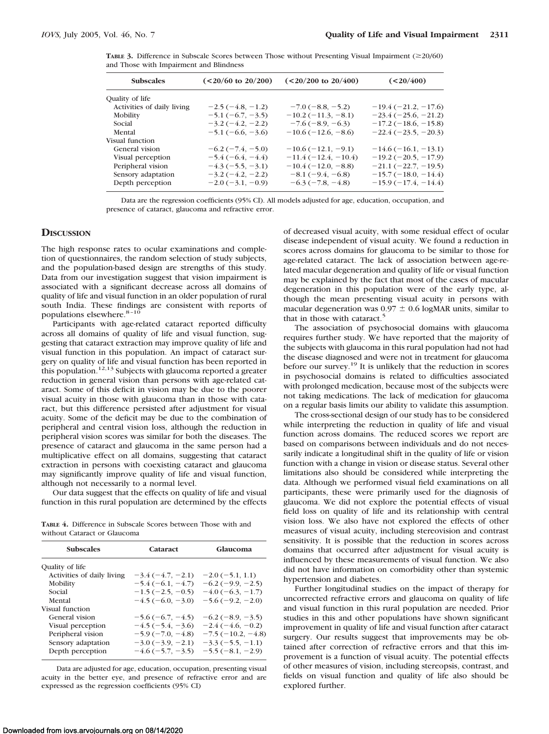**TABLE 3.** Difference in Subscale Scores between Those without Presenting Visual Impairment (≥20/60) and Those with Impairment and Blindness

| Subscales | (<20/60 to 20/200) | (<20/200 to 20/400) | (<20/400) |
|---|---|---|---|
| Quality of life | | | |
| Activities of daily living | −2.5 (−4.8, −1.2) | −7.0 (−8.8, −5.2) | −19.4 (−21.2, −17.6) |
| Mobility | −5.1 (−6.7, −3.5) | −10.2 (−11.3, −8.1) | −23.4 (−25.6, −21.2) |
| Social | −3.2 (−4.2, −2.2) | −7.6 (−8.9, −6.3) | −17.2 (−18.6, −15.8) |
| Mental | −5.1 (−6.6, −3.6) | −10.6 (−12.6, −8.6) | −22.4 (−23.5, −20.3) |
| Visual function | | | |
| General vision | −6.2 (−7.4, −5.0) | −10.6 (−12.1, −9.1) | −14.6 (−16.1, −13.1) |
| Visual perception | −5.4 (−6.4, −4.4) | −11.4 (−12.4, −10.4) | −19.2 (−20.5, −17.9) |
| Peripheral vision | −4.3 (−5.5, −3.1) | −10.4 (−12.0, −8.8) | −21.1 (−22.7, −19.5) |
| Sensory adaptation | −3.2 (−4.2, −2.2) | −8.1 (−9.4, −6.8) | −15.7 (−18.0, −14.4) |
| Depth perception | −2.0 (−3.1, −0.9) | −6.3 (−7.8, −4.8) | −15.9 (−17.4, −14.4) |

Data are the regression coefficients (95% CI). All models adjusted for age, education, occupation, and presence of cataract, glaucoma and refractive error.

## Discussion

The high response rates to ocular examinations and completion of questionnaires, the random selection of study subjects, and the population-based design are strengths of this study. Data from our investigation suggest that vision impairment is associated with a significant decrease across all domains of quality of life and visual function in an older population of rural south India. These findings are consistent with reports of populations elsewhere.[8–10]

Participants with age-related cataract reported difficulty across all domains of quality of life and visual function, suggesting that cataract extraction may improve quality of life and visual function in this population. An impact of cataract surgery on quality of life and visual function has been reported in this population.[12,13] Subjects with glaucoma reported a greater reduction in general vision than persons with age-related cataract. Some of this deficit in vision may be due to the poorer visual acuity in those with glaucoma than in those with cataract, but this difference persisted after adjustment for visual acuity. Some of the deficit may be due to the combination of peripheral and central vision loss, although the reduction in peripheral vision scores was similar for both the diseases. The presence of cataract and glaucoma in the same person had a multiplicative effect on all domains, suggesting that cataract extraction in persons with coexisting cataract and glaucoma may significantly improve quality of life and visual function, although not necessarily to a normal level.

Our data suggest that the effects on quality of life and visual function in this rural population are determined by the effects of decreased visual acuity, with some residual effect of ocular disease independent of visual acuity. We found a reduction in scores across domains for glaucoma to be similar to those for age-related cataract. The lack of association between age-related macular degeneration and quality of life or visual function may be explained by the fact that most of the cases of macular degeneration in this population were of the early type, although the mean presenting visual acuity in persons with macular degeneration was 0.97 ± 0.6 logMAR units, similar to that in those with cataract.[5]

**TABLE 4.** Difference in Subscale Scores between Those with and without Cataract or Glaucoma

| Subscales | Cataract | Glaucoma |
|---|---|---|
| Quality of life | | |
| Activities of daily living | −3.4 (−4.7, −2.1) | −2.0 (−5.1, 1.1) |
| Mobility | −5.4 (−6.1, −4.7) | −6.2 (−9.9, −2.5) |
| Social | −1.5 (−2.5, −0.5) | −4.0 (−6.3, −1.7) |
| Mental | −4.5 (−6.0, −3.0) | −5.6 (−9.2, −2.0) |
| Visual function | | |
| General vision | −5.6 (−6.7, −4.5) | −6.2 (−8.9, −3.5) |
| Visual perception | −4.5 (−5.4, −3.6) | −2.4 (−4.6, −0.2) |
| Peripheral vision | −5.9 (−7.0, −4.8) | −7.5 (−10.2, −4.8) |
| Sensory adaptation | −3.0 (−3.9, −2.1) | −3.3 (−5.5, −1.1) |
| Depth perception | −4.6 (−5.7, −3.5) | −5.5 (−8.1, −2.9) |

Data are adjusted for age, education, occupation, presenting visual acuity in the better eye, and presence of refractive error and are expressed as the regression coefficients (95% CI)

The association of psychosocial domains with glaucoma requires further study. We have reported that the majority of the subjects with glaucoma in this rural population had not had the disease diagnosed and were not in treatment for glaucoma before our survey.[19] It is unlikely that the reduction in scores in psychosocial domains is related to difficulties associated with prolonged medication, because most of the subjects were not taking medications. The lack of medication for glaucoma on a regular basis limits our ability to validate this assumption.

The cross-sectional design of our study has to be considered while interpreting the reduction in quality of life and visual function across domains. The reduced scores we report are based on comparisons between individuals and do not necessarily indicate a longitudinal shift in the quality of life or vision function with a change in vision or disease status. Several other limitations also should be considered while interpreting the data. Although we performed visual field examinations on all participants, these were primarily used for the diagnosis of glaucoma. We did not explore the potential effects of visual field loss on quality of life and its relationship with central vision loss. We also have not explored the effects of other measures of visual acuity, including stereovision and contrast sensitivity. It is possible that the reduction in scores across domains that occurred after adjustment for visual acuity is influenced by these measurements of visual function. We also did not have information on comorbidity other than systemic hypertension and diabetes.

Further longitudinal studies on the impact of therapy for uncorrected refractive errors and glaucoma on quality of life and visual function in this rural population are needed. Prior studies in this and other populations have shown significant improvement in quality of life and visual function after cataract surgery. Our results suggest that improvements may be obtained after correction of refractive errors and that this improvement is a function of visual acuity. The potential effects of other measures of vision, including stereopsis, contrast, and fields on visual function and quality of life also should be explored further.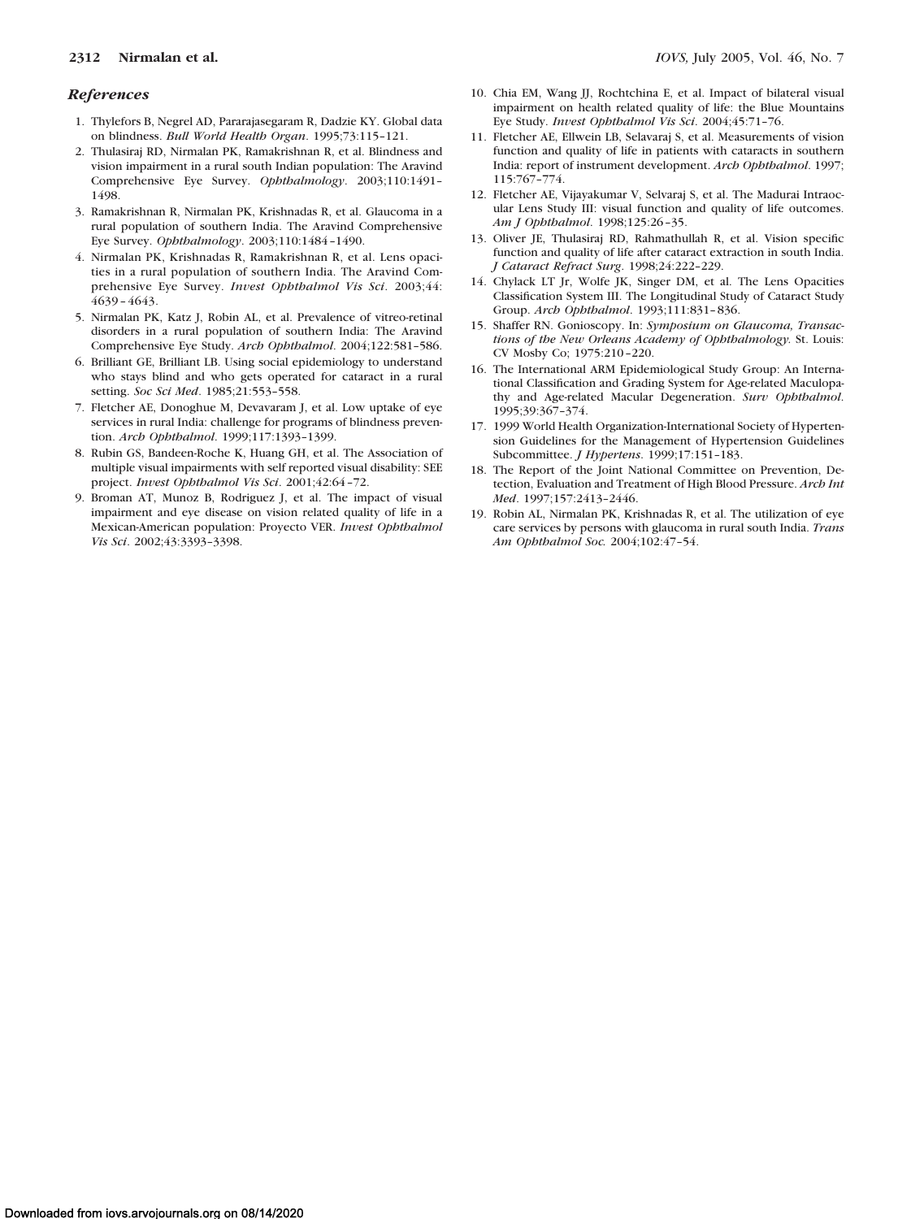### *References*

1. Thylefors B, Negrel AD, Pararajasegaram R, Dadzie KY. Global data on blindness. *Bull World Health Organ*. 1995;73:115–121.
2. Thulasiraj RD, Nirmalan PK, Ramakrishnan R, et al. Blindness and vision impairment in a rural south Indian population: The Aravind Comprehensive Eye Survey. *Ophthalmology*. 2003;110:1491–1498.
3. Ramakrishnan R, Nirmalan PK, Krishnadas R, et al. Glaucoma in a rural population of southern India. The Aravind Comprehensive Eye Survey. *Ophthalmology*. 2003;110:1484–1490.
4. Nirmalan PK, Krishnadas R, Ramakrishnan R, et al. Lens opacities in a rural population of southern India. The Aravind Comprehensive Eye Survey. *Invest Ophthalmol Vis Sci*. 2003;44:4639–4643.
5. Nirmalan PK, Katz J, Robin AL, et al. Prevalence of vitreo-retinal disorders in a rural population of southern India: The Aravind Comprehensive Eye Study. *Arch Ophthalmol*. 2004;122:581–586.
6. Brilliant GE, Brilliant LB. Using social epidemiology to understand who stays blind and who gets operated for cataract in a rural setting. *Soc Sci Med*. 1985;21:553–558.
7. Fletcher AE, Donoghue M, Devavaram J, et al. Low uptake of eye services in rural India: challenge for programs of blindness prevention. *Arch Ophthalmol*. 1999;117:1393–1399.
8. Rubin GS, Bandeen-Roche K, Huang GH, et al. The Association of multiple visual impairments with self reported visual disability: SEE project. *Invest Ophthalmol Vis Sci*. 2001;42:64–72.
9. Broman AT, Munoz B, Rodriguez J, et al. The impact of visual impairment and eye disease on vision related quality of life in a Mexican-American population: Proyecto VER. *Invest Ophthalmol Vis Sci*. 2002;43:3393–3398.
10. Chia EM, Wang JJ, Rochtchina E, et al. Impact of bilateral visual impairment on health related quality of life: the Blue Mountains Eye Study. *Invest Ophthalmol Vis Sci*. 2004;45:71–76.
11. Fletcher AE, Ellwein LB, Selavaraj S, et al. Measurements of vision function and quality of life in patients with cataracts in southern India: report of instrument development. *Arch Ophthalmol*. 1997;115:767–774.
12. Fletcher AE, Vijayakumar V, Selvaraj S, et al. The Madurai Intraocular Lens Study III: visual function and quality of life outcomes. *Am J Ophthalmol*. 1998;125:26–35.
13. Oliver JE, Thulasiraj RD, Rahmathullah R, et al. Vision specific function and quality of life after cataract extraction in south India. *J Cataract Refract Surg*. 1998;24:222–229.
14. Chylack LT Jr, Wolfe JK, Singer DM, et al. The Lens Opacities Classification System III. The Longitudinal Study of Cataract Study Group. *Arch Ophthalmol*. 1993;111:831–836.
15. Shaffer RN. Gonioscopy. In: *Symposium on Glaucoma, Transactions of the New Orleans Academy of Ophthalmology.* St. Louis: CV Mosby Co; 1975:210–220.
16. The International ARM Epidemiological Study Group: An International Classification and Grading System for Age-related Maculopathy and Age-related Macular Degeneration. *Surv Ophthalmol*. 1995;39:367–374.
17. 1999 World Health Organization-International Society of Hypertension Guidelines for the Management of Hypertension Guidelines Subcommittee. *J Hypertens*. 1999;17:151–183.
18. The Report of the Joint National Committee on Prevention, Detection, Evaluation and Treatment of High Blood Pressure. *Arch Int Med*. 1997;157:2413–2446.
19. Robin AL, Nirmalan PK, Krishnadas R, et al. The utilization of eye care services by persons with glaucoma in rural south India. *Trans Am Ophthalmol Soc.* 2004;102:47–54.